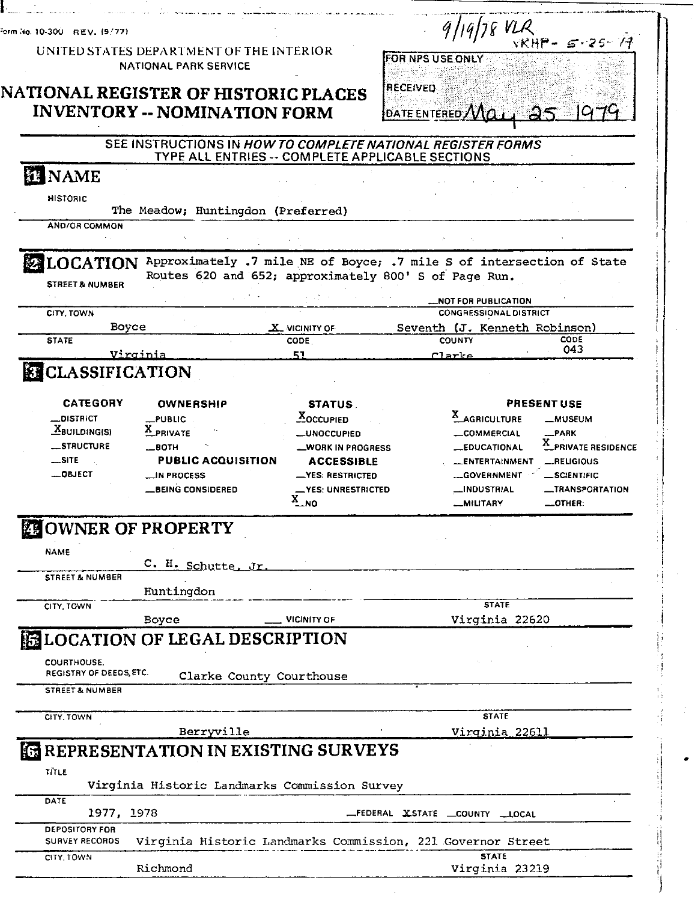Form No. 10-300 REV. (9/77)

9/19/78 VLR
VRHP- 5-25-79

UNITED STATES DEPARTMENT OF THE INTERIOR
NATIONAL PARK SERVICE

# NATIONAL REGISTER OF HISTORIC PLACES INVENTORY -- NOMINATION FORM

FOR NPS USE ONLY

RECEIVED

DATE ENTERED May 25 1979

SEE INSTRUCTIONS IN *HOW TO COMPLETE NATIONAL REGISTER FORMS*
TYPE ALL ENTRIES -- COMPLETE APPLICABLE SECTIONS

## 1 NAME

HISTORIC

The Meadow; Huntingdon (Preferred)

AND/OR COMMON

## 2 LOCATION

STREET & NUMBER

Approximately .7 mile NE of Boyce; .7 mile S of intersection of State Routes 620 and 652; approximately 800' S of Page Run.

__NOT FOR PUBLICATION

CITY, TOWN: Boyce — X VICINITY OF

CONGRESSIONAL DISTRICT: Seventh (J. Kenneth Robinson)

STATE: Virginia — CODE: 51

COUNTY: Clarke — CODE: 043

## 3 CLASSIFICATION

| CATEGORY | OWNERSHIP | STATUS | PRESENT USE | |
|---|---|---|---|---|
| __DISTRICT | __PUBLIC | X OCCUPIED | X AGRICULTURE | __MUSEUM |
| X BUILDING(S) | X PRIVATE | __UNOCCUPIED | __COMMERCIAL | __PARK |
| __STRUCTURE | __BOTH | __WORK IN PROGRESS | __EDUCATIONAL | X PRIVATE RESIDENCE |
| __SITE | **PUBLIC ACQUISITION** | **ACCESSIBLE** | __ENTERTAINMENT | __RELIGIOUS |
| __OBJECT | __IN PROCESS | __YES: RESTRICTED | __GOVERNMENT | __SCIENTIFIC |
| | __BEING CONSIDERED | __YES: UNRESTRICTED | __INDUSTRIAL | __TRANSPORTATION |
| | | X NO | __MILITARY | __OTHER: |

## 4 OWNER OF PROPERTY

NAME

C. H. Schutte, Jr.

STREET & NUMBER

Huntingdon

CITY, TOWN: Boyce — __ VICINITY OF

STATE: Virginia 22620

## 5 LOCATION OF LEGAL DESCRIPTION

COURTHOUSE, REGISTRY OF DEEDS, ETC.: Clarke County Courthouse

STREET & NUMBER

CITY, TOWN: Berryville

STATE: Virginia 22611

## 6 REPRESENTATION IN EXISTING SURVEYS

TITLE

Virginia Historic Landmarks Commission Survey

DATE

1977, 1978 — __FEDERAL X STATE __COUNTY __LOCAL

DEPOSITORY FOR SURVEY RECORDS: Virginia Historic Landmarks Commission, 221 Governor Street

CITY, TOWN: Richmond

STATE: Virginia 23219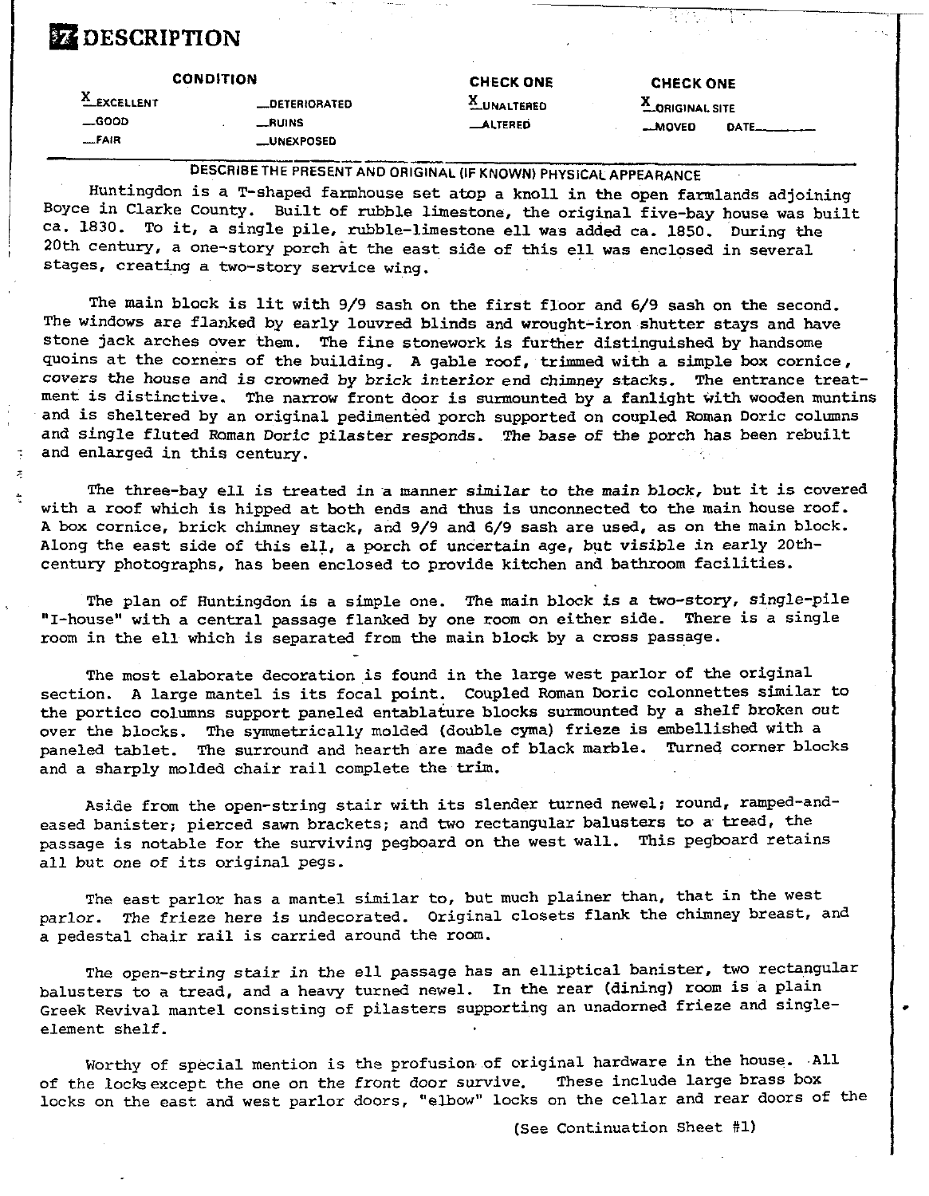# 7 DESCRIPTION

| CONDITION | | CHECK ONE | CHECK ONE |
|---|---|---|---|
| X EXCELLENT | __DETERIORATED | X UNALTERED | X ORIGINAL SITE |
| __GOOD | __RUINS | __ALTERED | __MOVED DATE______ |
| __FAIR | __UNEXPOSED | | |

DESCRIBE THE PRESENT AND ORIGINAL (IF KNOWN) PHYSICAL APPEARANCE

Huntingdon is a T-shaped farmhouse set atop a knoll in the open farmlands adjoining Boyce in Clarke County. Built of rubble limestone, the original five-bay house was built ca. 1830. To it, a single pile, rubble-limestone ell was added ca. 1850. During the 20th century, a one-story porch at the east side of this ell was enclosed in several stages, creating a two-story service wing.

The main block is lit with 9/9 sash on the first floor and 6/9 sash on the second. The windows are flanked by early louvred blinds and wrought-iron shutter stays and have stone jack arches over them. The fine stonework is further distinguished by handsome quoins at the corners of the building. A gable roof, trimmed with a simple box cornice, covers the house and is crowned by brick interior end chimney stacks. The entrance treatment is distinctive. The narrow front door is surmounted by a fanlight with wooden muntins and is sheltered by an original pedimented porch supported on coupled Roman Doric columns and single fluted Roman Doric pilaster responds. The base of the porch has been rebuilt and enlarged in this century.

The three-bay ell is treated in a manner similar to the main block, but it is covered with a roof which is hipped at both ends and thus is unconnected to the main house roof. A box cornice, brick chimney stack, and 9/9 and 6/9 sash are used, as on the main block. Along the east side of this ell, a porch of uncertain age, but visible in early 20th-century photographs, has been enclosed to provide kitchen and bathroom facilities.

The plan of Huntingdon is a simple one. The main block is a two-story, single-pile "I-house" with a central passage flanked by one room on either side. There is a single room in the ell which is separated from the main block by a cross passage.

The most elaborate decoration is found in the large west parlor of the original section. A large mantel is its focal point. Coupled Roman Doric colonnettes similar to the portico columns support paneled entablature blocks surmounted by a shelf broken out over the blocks. The symmetrically molded (double cyma) frieze is embellished with a paneled tablet. The surround and hearth are made of black marble. Turned corner blocks and a sharply molded chair rail complete the trim.

Aside from the open-string stair with its slender turned newel; round, ramped-and-eased banister; pierced sawn brackets; and two rectangular balusters to a tread, the passage is notable for the surviving pegboard on the west wall. This pegboard retains all but one of its original pegs.

The east parlor has a mantel similar to, but much plainer than, that in the west parlor. The frieze here is undecorated. Original closets flank the chimney breast, and a pedestal chair rail is carried around the room.

The open-string stair in the ell passage has an elliptical banister, two rectangular balusters to a tread, and a heavy turned newel. In the rear (dining) room is a plain Greek Revival mantel consisting of pilasters supporting an unadorned frieze and single-element shelf.

Worthy of special mention is the profusion of original hardware in the house. All of the locks except the one on the front door survive. These include large brass box locks on the east and west parlor doors, "elbow" locks on the cellar and rear doors of the

(See Continuation Sheet #1)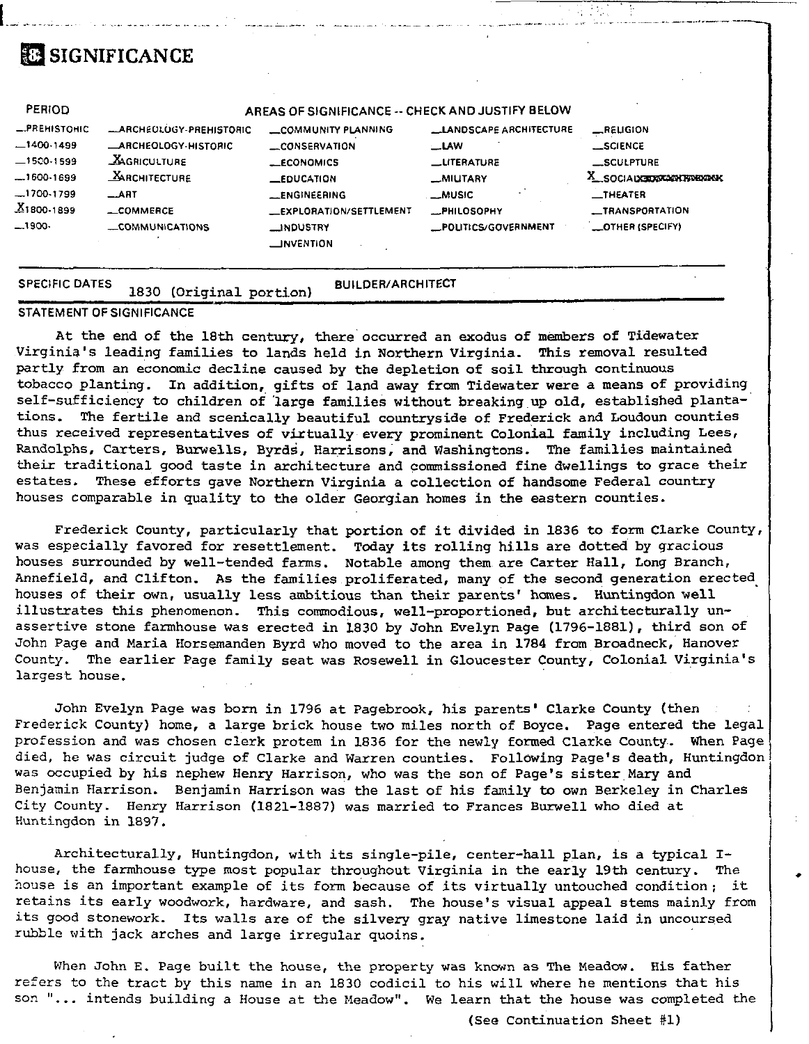# 8 SIGNIFICANCE

| PERIOD | AREAS OF SIGNIFICANCE -- CHECK AND JUSTIFY BELOW | | | | |
|---|---|---|---|---|---|
| _PREHISTORIC | _ARCHEOLOGY-PREHISTORIC | _COMMUNITY PLANNING | _LANDSCAPE ARCHITECTURE | _RELIGION | |
| _1400-1499 | _ARCHEOLOGY-HISTORIC | _CONSERVATION | _LAW | _SCIENCE | |
| _1500-1599 | X AGRICULTURE | _ECONOMICS | _LITERATURE | _SCULPTURE | |
| _1600-1699 | X ARCHITECTURE | _EDUCATION | _MILITARY | X SOCIAL | |
| _1700-1799 | _ART | _ENGINEERING | _MUSIC | _THEATER | |
| X 1800-1899 | _COMMERCE | _EXPLORATION/SETTLEMENT | _PHILOSOPHY | _TRANSPORTATION | |
| _1900- | _COMMUNICATIONS | _INDUSTRY | _POLITICS/GOVERNMENT | _OTHER (SPECIFY) | |
| | | _INVENTION | | | |

SPECIFIC DATES 1830 (Original portion) BUILDER/ARCHITECT

STATEMENT OF SIGNIFICANCE

At the end of the 18th century, there occurred an exodus of members of Tidewater Virginia's leading families to lands held in Northern Virginia. This removal resulted partly from an economic decline caused by the depletion of soil through continuous tobacco planting. In addition, gifts of land away from Tidewater were a means of providing self-sufficiency to children of large families without breaking up old, established plantations. The fertile and scenically beautiful countryside of Frederick and Loudoun counties thus received representatives of virtually every prominent Colonial family including Lees, Randolphs, Carters, Burwells, Byrds, Harrisons, and Washingtons. The families maintained their traditional good taste in architecture and commissioned fine dwellings to grace their estates. These efforts gave Northern Virginia a collection of handsome Federal country houses comparable in quality to the older Georgian homes in the eastern counties.

Frederick County, particularly that portion of it divided in 1836 to form Clarke County, was especially favored for resettlement. Today its rolling hills are dotted by gracious houses surrounded by well-tended farms. Notable among them are Carter Hall, Long Branch, Annefield, and Clifton. As the families proliferated, many of the second generation erected houses of their own, usually less ambitious than their parents' homes. Huntingdon well illustrates this phenomenon. This commodious, well-proportioned, but architecturally unassertive stone farmhouse was erected in 1830 by John Evelyn Page (1796-1881), third son of John Page and Maria Horsemanden Byrd who moved to the area in 1784 from Broadneck, Hanover County. The earlier Page family seat was Rosewell in Gloucester County, Colonial Virginia's largest house.

John Evelyn Page was born in 1796 at Pagebrook, his parents' Clarke County (then Frederick County) home, a large brick house two miles north of Boyce. Page entered the legal profession and was chosen clerk protem in 1836 for the newly formed Clarke County. When Page died, he was circuit judge of Clarke and Warren counties. Following Page's death, Huntingdon was occupied by his nephew Henry Harrison, who was the son of Page's sister Mary and Benjamin Harrison. Benjamin Harrison was the last of his family to own Berkeley in Charles City County. Henry Harrison (1821-1887) was married to Frances Burwell who died at Huntingdon in 1897.

Architecturally, Huntingdon, with its single-pile, center-hall plan, is a typical I-house, the farmhouse type most popular throughout Virginia in the early 19th century. The house is an important example of its form because of its virtually untouched condition; it retains its early woodwork, hardware, and sash. The house's visual appeal stems mainly from its good stonework. Its walls are of the silvery gray native limestone laid in uncoursed rubble with jack arches and large irregular quoins.

When John E. Page built the house, the property was known as The Meadow. His father refers to the tract by this name in an 1830 codicil to his will where he mentions that his son "... intends building a House at the Meadow". We learn that the house was completed the

(See Continuation Sheet #1)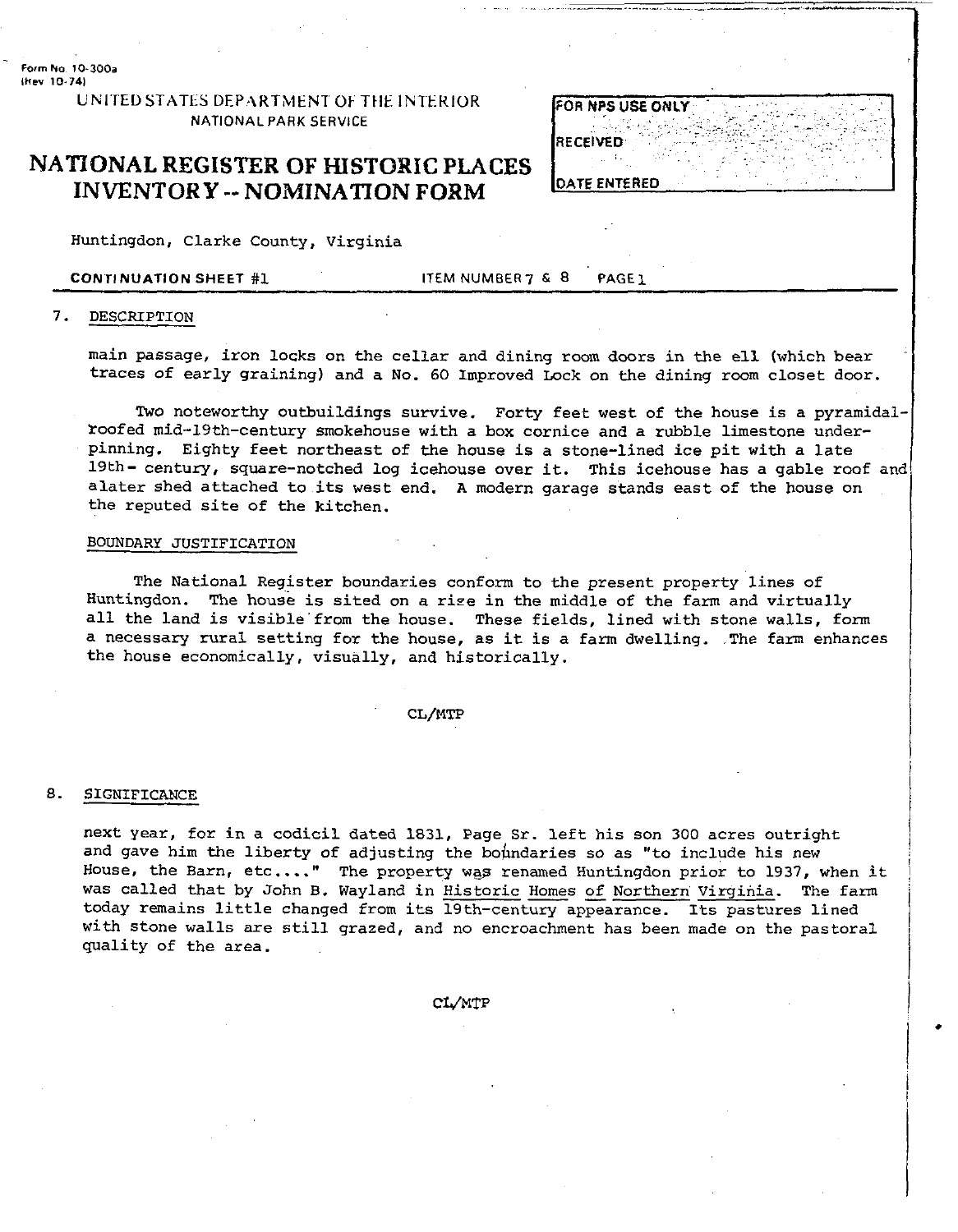Form No. 10-300a
(Rev 10-74)

UNITED STATES DEPARTMENT OF THE INTERIOR
NATIONAL PARK SERVICE

# NATIONAL REGISTER OF HISTORIC PLACES INVENTORY -- NOMINATION FORM

| FOR NPS USE ONLY |
|---|
| RECEIVED |
| DATE ENTERED |

Huntingdon, Clarke County, Virginia

**CONTINUATION SHEET #1** ITEM NUMBER 7 & 8 PAGE 1

## 7. DESCRIPTION

main passage, iron locks on the cellar and dining room doors in the ell (which bear traces of early graining) and a No. 60 Improved Lock on the dining room closet door.

Two noteworthy outbuildings survive. Forty feet west of the house is a pyramidal-roofed mid-19th-century smokehouse with a box cornice and a rubble limestone underpinning. Eighty feet northeast of the house is a stone-lined ice pit with a late 19th- century, square-notched log icehouse over it. This icehouse has a gable roof and alater shed attached to its west end. A modern garage stands east of the house on the reputed site of the kitchen.

### BOUNDARY JUSTIFICATION

The National Register boundaries conform to the present property lines of Huntingdon. The house is sited on a rise in the middle of the farm and virtually all the land is visible from the house. These fields, lined with stone walls, form a necessary rural setting for the house, as it is a farm dwelling. The farm enhances the house economically, visually, and historically.

CL/MTP

## 8. SIGNIFICANCE

next year, for in a codicil dated 1831, Page Sr. left his son 300 acres outright and gave him the liberty of adjusting the boundaries so as "to include his new House, the Barn, etc...." The property was renamed Huntingdon prior to 1937, when it was called that by John B. Wayland in Historic Homes of Northern Virginia. The farm today remains little changed from its 19th-century appearance. Its pastures lined with stone walls are still grazed, and no encroachment has been made on the pastoral quality of the area.

CL/MTP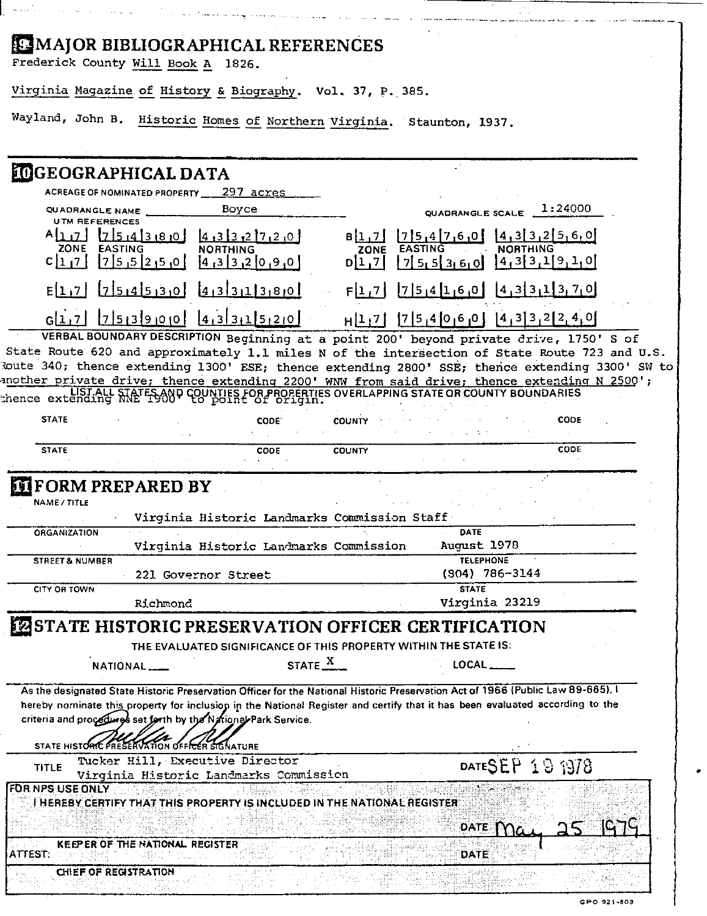## 9 MAJOR BIBLIOGRAPHICAL REFERENCES

Frederick County Will Book A 1826.

Virginia Magazine of History & Biography. Vol. 37, P. 385.

Wayland, John B. Historic Homes of Northern Virginia. Staunton, 1937.

## 10 GEOGRAPHICAL DATA

ACREAGE OF NOMINATED PROPERTY 297 acres

QUADRANGLE NAME Boyce QUADRANGLE SCALE 1:24000

UTM REFERENCES

| | ZONE | EASTING | NORTHING | | ZONE | EASTING | NORTHING |
|---|---|---|---|---|---|---|---|
| A | 17 | 754380 | 4332720 | B | 17 | 754760 | 4332560 |
| C | 17 | 755250 | 4332090 | D | 17 | 755360 | 4331910 |
| E | 17 | 754530 | 4331380 | F | 17 | 754160 | 4331370 |
| G | 17 | 753900 | 4331520 | H | 17 | 754060 | 4332240 |

VERBAL BOUNDARY DESCRIPTION Beginning at a point 200' beyond private drive, 1750' S of State Route 620 and approximately 1.1 miles N of the intersection of State Route 723 and U.S. Route 340; thence extending 1300' ESE; thence extending 2800' SSE; thence extending 3300' SW to another private drive; thence extending 2200' WNW from said drive; thence extending N 2500'; thence extending NNE 1900' to point of origin.

LIST ALL STATES AND COUNTIES FOR PROPERTIES OVERLAPPING STATE OR COUNTY BOUNDARIES

| STATE | CODE | COUNTY | CODE |
|---|---|---|---|
| | | | |
| | | | |

## 11 FORM PREPARED BY

NAME / TITLE
Virginia Historic Landmarks Commission Staff

ORGANIZATION
Virginia Historic Landmarks Commission

DATE
August 1978

STREET & NUMBER
221 Governor Street

TELEPHONE
(804) 786-3144

CITY OR TOWN
Richmond

STATE
Virginia 23219

## 12 STATE HISTORIC PRESERVATION OFFICER CERTIFICATION

THE EVALUATED SIGNIFICANCE OF THIS PROPERTY WITHIN THE STATE IS:

NATIONAL \_\_\_ STATE X LOCAL \_\_\_

As the designated State Historic Preservation Officer for the National Historic Preservation Act of 1966 (Public Law 89-665), I hereby nominate this property for inclusion in the National Register and certify that it has been evaluated according to the criteria and procedures set forth by the National Park Service.

STATE HISTORIC PRESERVATION OFFICER SIGNATURE

TITLE Tucker Hill, Executive Director
Virginia Historic Landmarks Commission

DATE SEP 19 1978

FOR NPS USE ONLY

I HEREBY CERTIFY THAT THIS PROPERTY IS INCLUDED IN THE NATIONAL REGISTER

DATE May 25 1979

KEEPER OF THE NATIONAL REGISTER

ATTEST: DATE

CHIEF OF REGISTRATION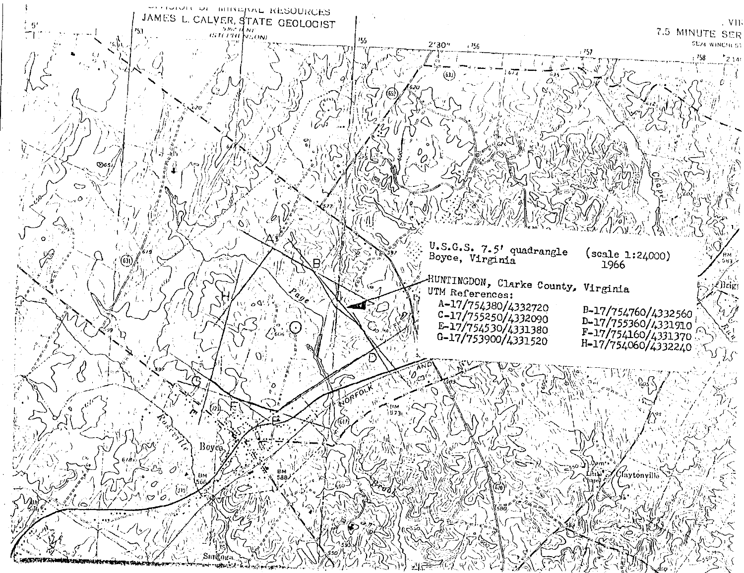DIVISION OF MINERAL RESOURCES
JAMES L. CALVER, STATE GEOLOGIST

7.5 MINUTE SERIES

U.S.G.S. 7.5' quadrangle (scale 1:24000)
Boyce, Virginia 1966

HUNTINGDON, Clarke County, Virginia
UTM References:

A-17/754380/4332720
B-17/754760/4332560
C-17/755250/4332090
D-17/755360/4331910
E-17/754530/4331380
F-17/754160/4331370
G-17/753900/4331520
H-17/754060/4332240